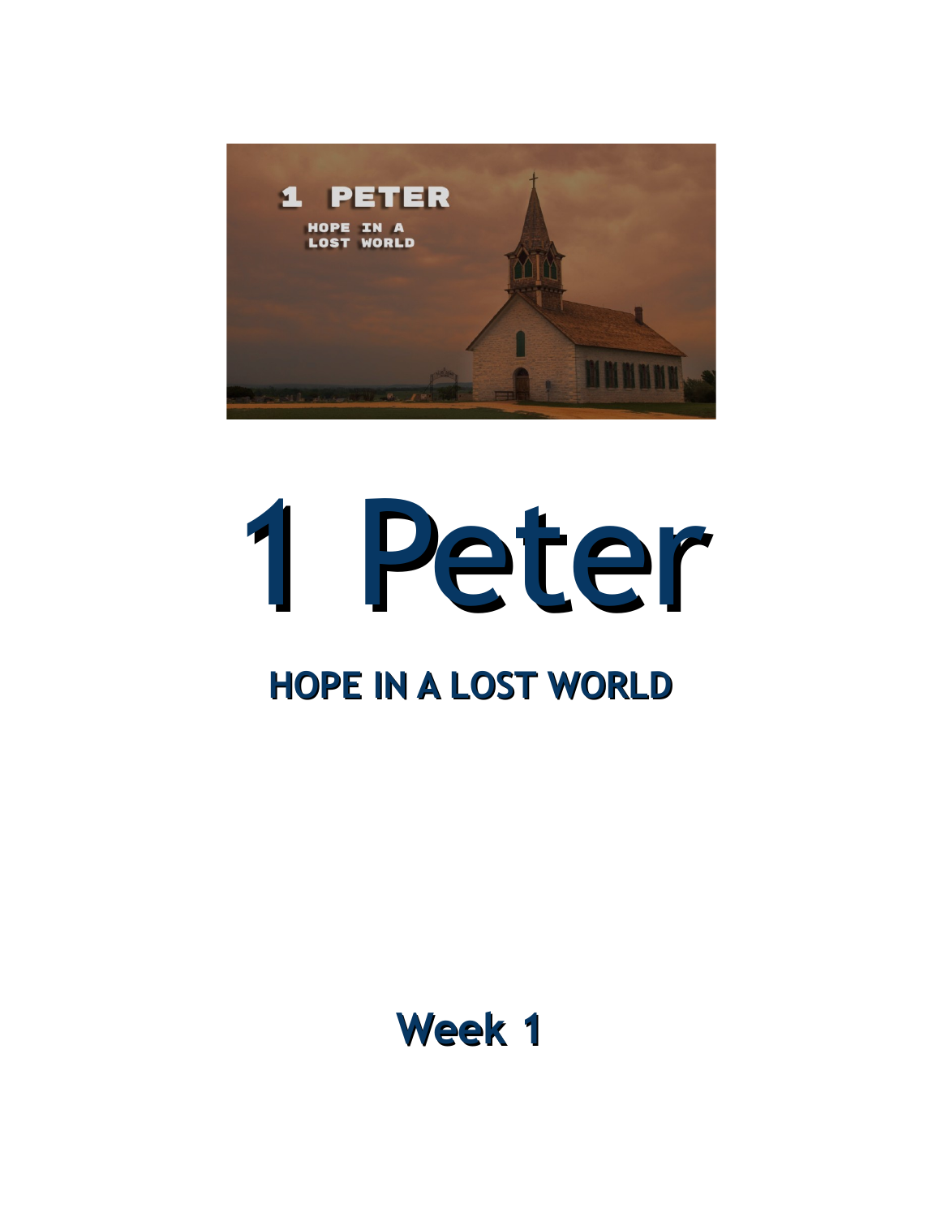# 1 Peter

## HOPE IN A LOST WORLD

### Week 1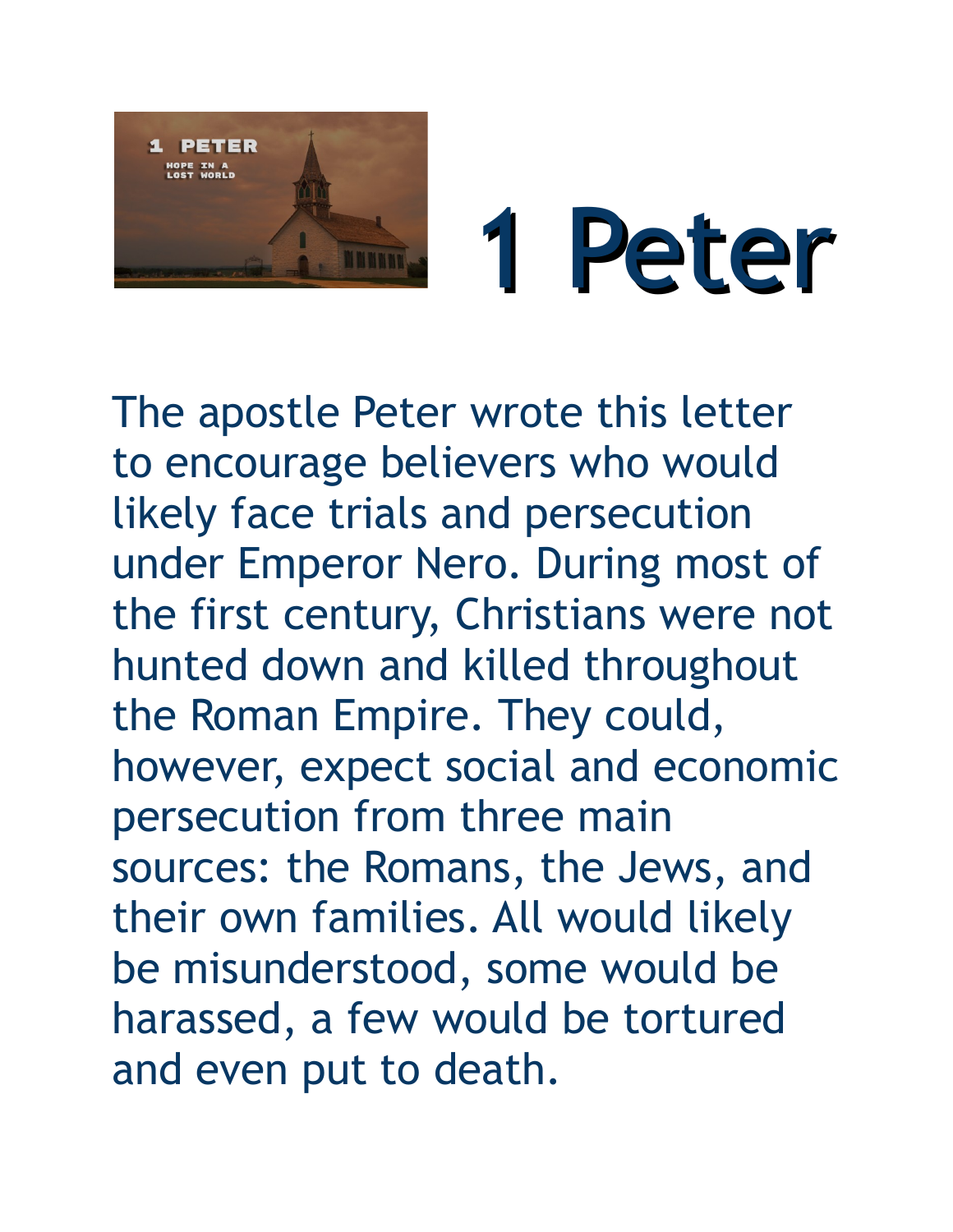# 1 Peter

The apostle Peter wrote this letter to encourage believers who would likely face trials and persecution under Emperor Nero. During most of the first century, Christians were not hunted down and killed throughout the Roman Empire. They could, however, expect social and economic persecution from three main sources: the Romans, the Jews, and their own families. All would likely be misunderstood, some would be harassed, a few would be tortured and even put to death.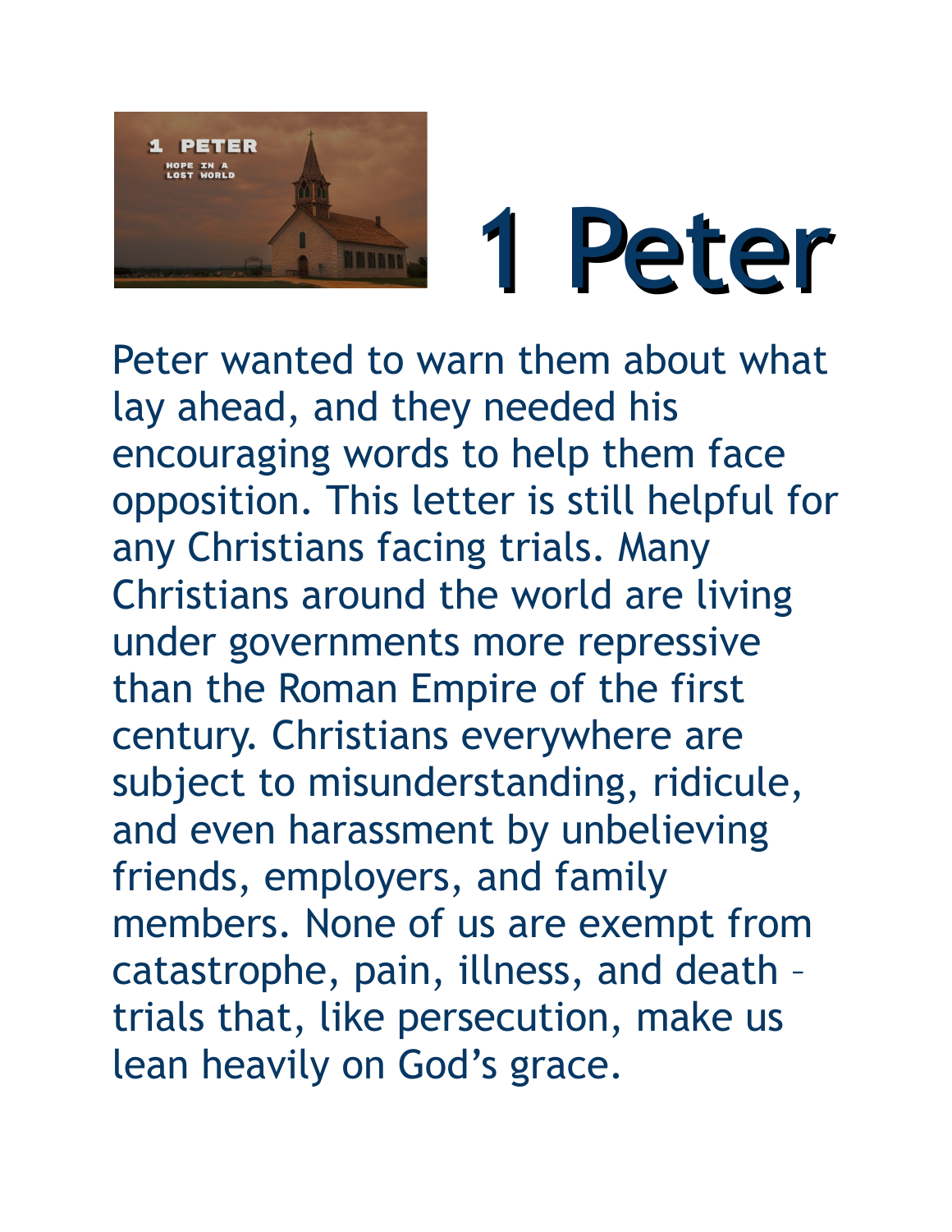# 1 Peter

Peter wanted to warn them about what lay ahead, and they needed his encouraging words to help them face opposition. This letter is still helpful for any Christians facing trials. Many Christians around the world are living under governments more repressive than the Roman Empire of the first century. Christians everywhere are subject to misunderstanding, ridicule, and even harassment by unbelieving friends, employers, and family members. None of us are exempt from catastrophe, pain, illness, and death – trials that, like persecution, make us lean heavily on God's grace.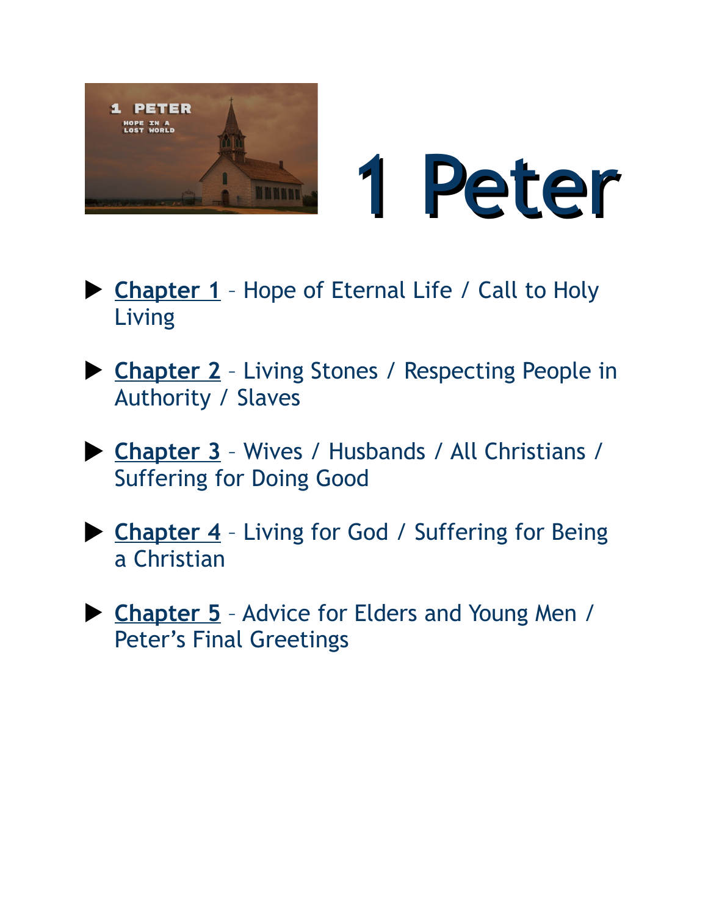# 1 Peter

- **Chapter 1** – Hope of Eternal Life / Call to Holy Living
- **Chapter 2** – Living Stones / Respecting People in Authority / Slaves
- **Chapter 3** – Wives / Husbands / All Christians / Suffering for Doing Good
- **Chapter 4** – Living for God / Suffering for Being a Christian
- **Chapter 5** – Advice for Elders and Young Men / Peter's Final Greetings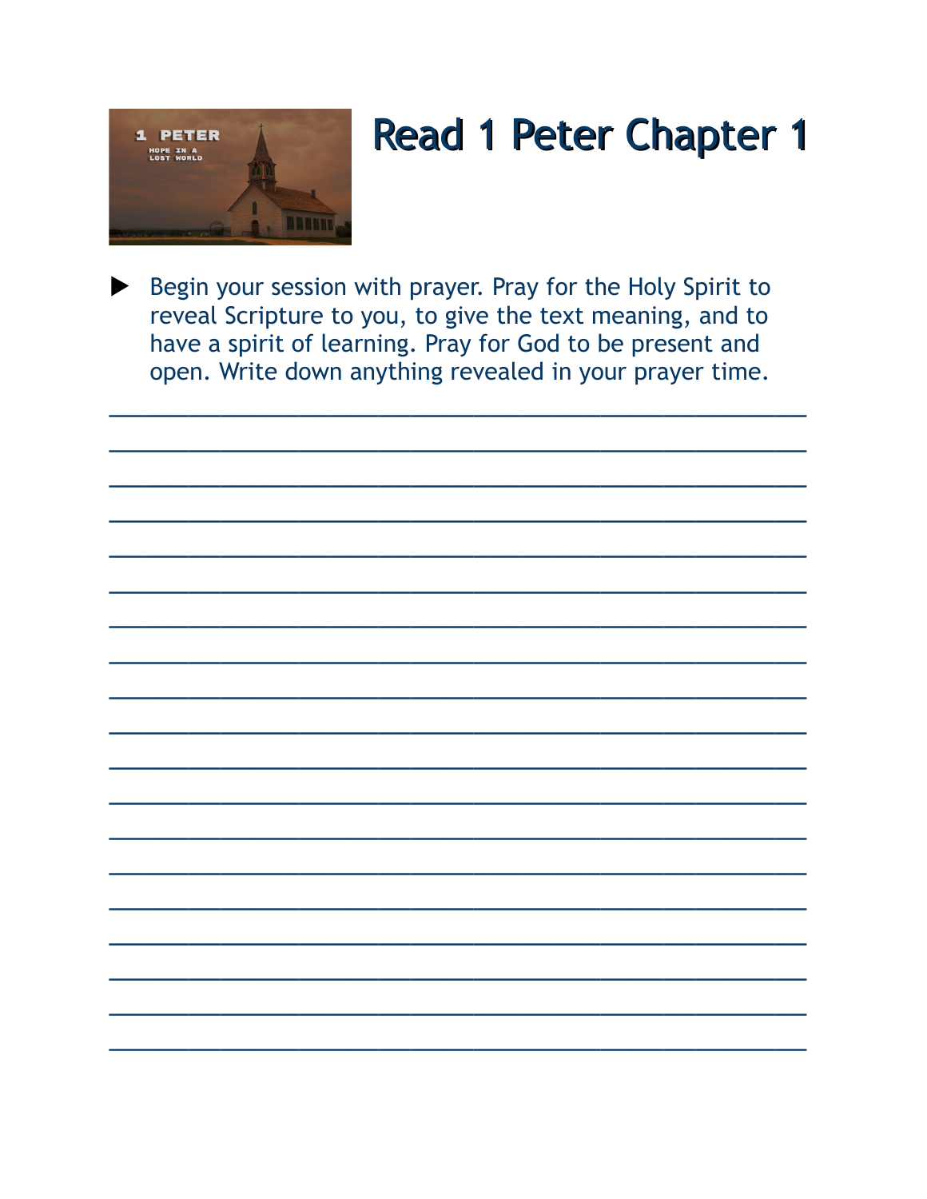# Read 1 Peter Chapter 1

- Begin your session with prayer. Pray for the Holy Spirit to reveal Scripture to you, to give the text meaning, and to have a spirit of learning. Pray for God to be present and open. Write down anything revealed in your prayer time.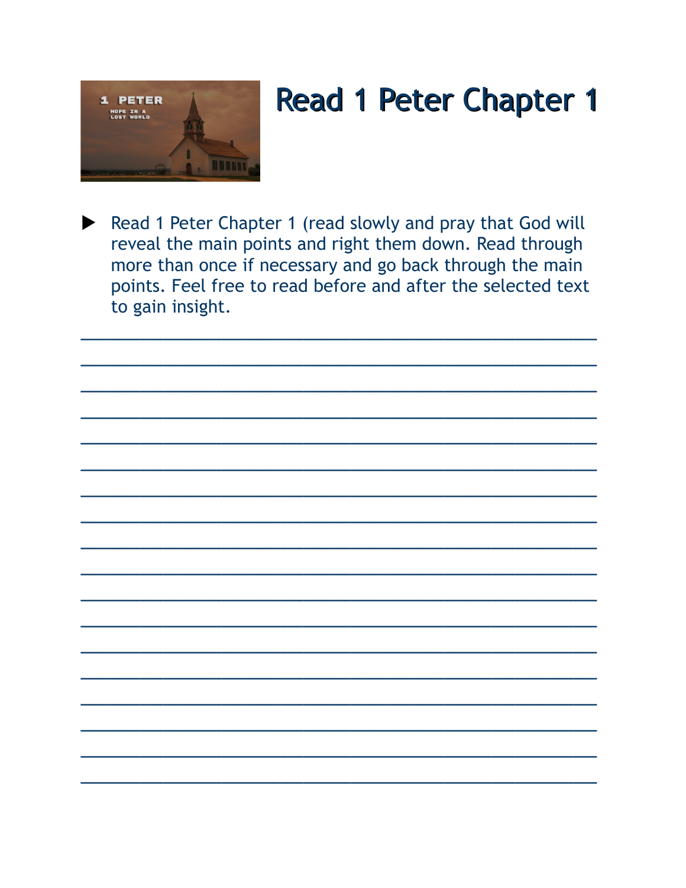# Read 1 Peter Chapter 1

- Read 1 Peter Chapter 1 (read slowly and pray that God will reveal the main points and right them down. Read through more than once if necessary and go back through the main points. Feel free to read before and after the selected text to gain insight.

______________________________________________________________
______________________________________________________________
______________________________________________________________
______________________________________________________________
______________________________________________________________
______________________________________________________________
______________________________________________________________
______________________________________________________________
______________________________________________________________
______________________________________________________________
______________________________________________________________
______________________________________________________________
______________________________________________________________
______________________________________________________________
______________________________________________________________
______________________________________________________________
______________________________________________________________
______________________________________________________________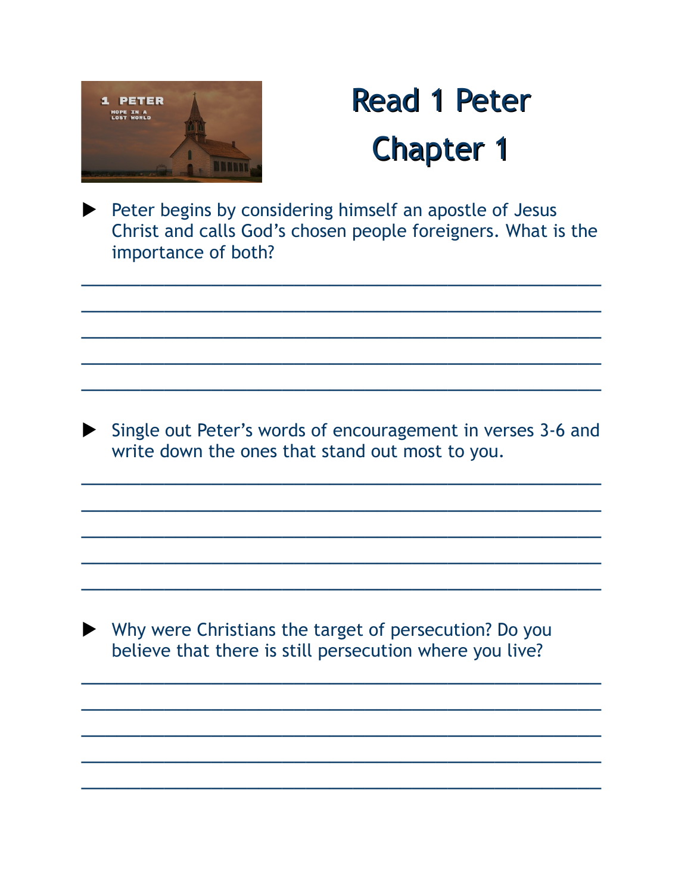# Read 1 Peter Chapter 1

- Peter begins by considering himself an apostle of Jesus Christ and calls God's chosen people foreigners. What is the importance of both?

_______________________________________________

_______________________________________________

_______________________________________________

_______________________________________________

_______________________________________________

- Single out Peter's words of encouragement in verses 3-6 and write down the ones that stand out most to you.

_______________________________________________

_______________________________________________

_______________________________________________

_______________________________________________

_______________________________________________

- Why were Christians the target of persecution? Do you believe that there is still persecution where you live?

_______________________________________________

_______________________________________________

_______________________________________________

_______________________________________________

_______________________________________________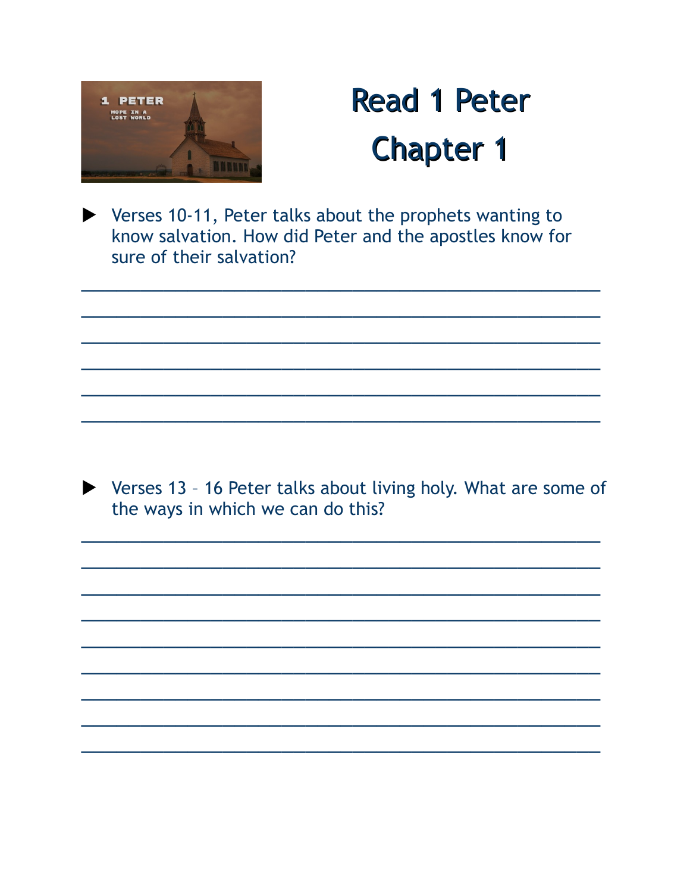# Read 1 Peter Chapter 1

- Verses 10-11, Peter talks about the prophets wanting to know salvation. How did Peter and the apostles know for sure of their salvation?

________________________________________________

________________________________________________

________________________________________________

________________________________________________

________________________________________________

________________________________________________

- Verses 13 – 16 Peter talks about living holy. What are some of the ways in which we can do this?

________________________________________________

________________________________________________

________________________________________________

________________________________________________

________________________________________________

________________________________________________

________________________________________________

________________________________________________

________________________________________________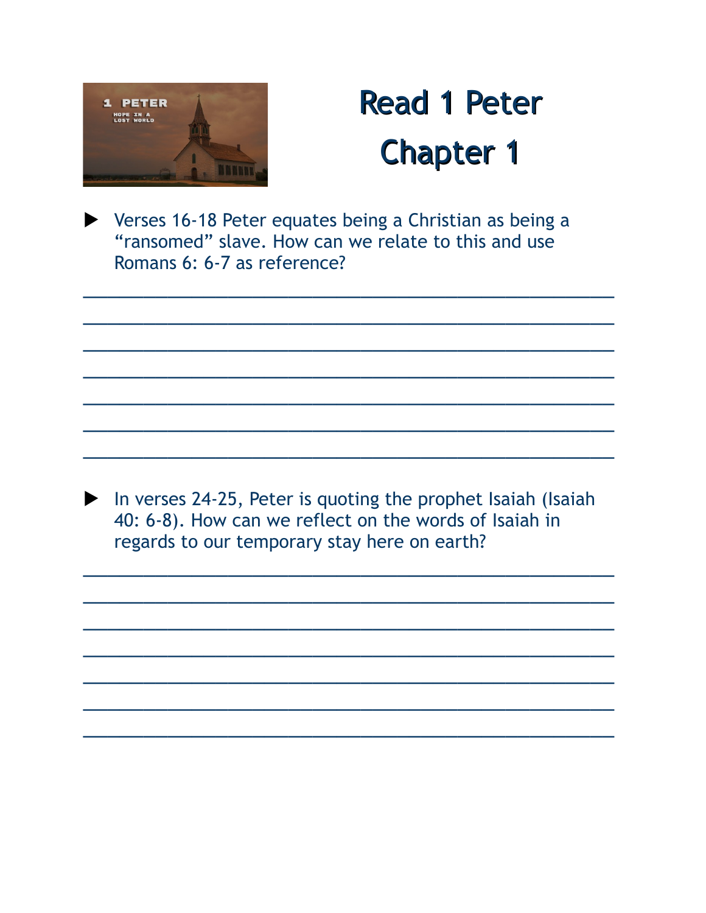# Read 1 Peter Chapter 1

- Verses 16-18 Peter equates being a Christian as being a “ransomed” slave. How can we relate to this and use Romans 6: 6-7 as reference?

_______________________________________________

_______________________________________________

_______________________________________________

_______________________________________________

_______________________________________________

_______________________________________________

_______________________________________________

- In verses 24-25, Peter is quoting the prophet Isaiah (Isaiah 40: 6-8). How can we reflect on the words of Isaiah in regards to our temporary stay here on earth?

_______________________________________________

_______________________________________________

_______________________________________________

_______________________________________________

_______________________________________________

_______________________________________________

_______________________________________________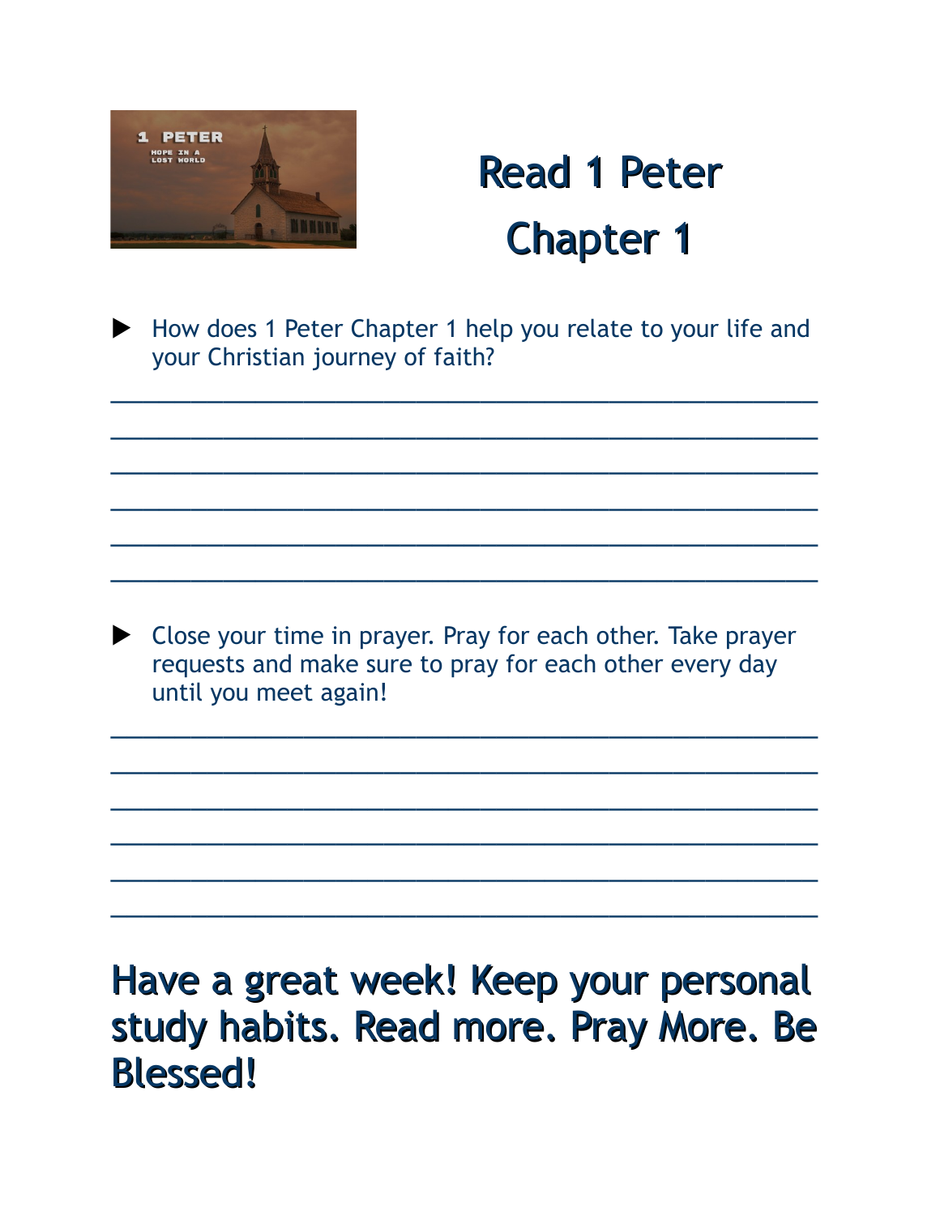# Read 1 Peter Chapter 1

- How does 1 Peter Chapter 1 help you relate to your life and your Christian journey of faith?

______________________________________________________________

______________________________________________________________

______________________________________________________________

______________________________________________________________

______________________________________________________________

______________________________________________________________

- Close your time in prayer. Pray for each other. Take prayer requests and make sure to pray for each other every day until you meet again!

______________________________________________________________

______________________________________________________________

______________________________________________________________

______________________________________________________________

______________________________________________________________

______________________________________________________________

## Have a great week! Keep your personal study habits. Read more. Pray More. Be Blessed!